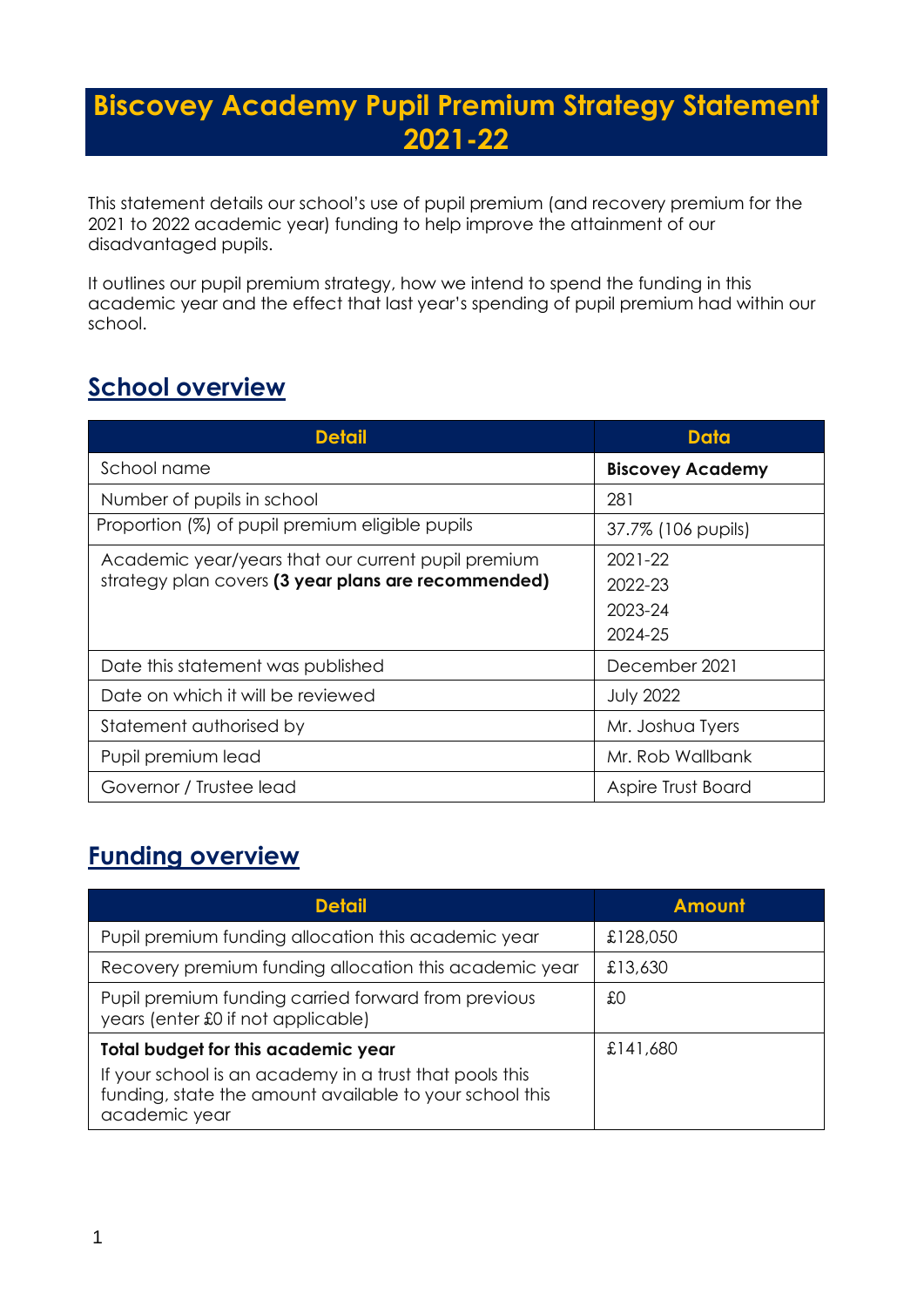# Biscovey Academy Pupil Premium Strategy Statement 2021-22

This statement details our school's use of pupil premium (and recovery premium for the 2021 to 2022 academic year) funding to help improve the attainment of our disadvantaged pupils.

It outlines our pupil premium strategy, how we intend to spend the funding in this academic year and the effect that last year's spending of pupil premium had within our school.

## School overview

| Detail | Data |
|---|---|
| School name | **Biscovey Academy** |
| Number of pupils in school | 281 |
| Proportion (%) of pupil premium eligible pupils | 37.7% (106 pupils) |
| Academic year/years that our current pupil premium strategy plan covers **(3 year plans are recommended)** | 2021-22<br>2022-23<br>2023-24<br>2024-25 |
| Date this statement was published | December 2021 |
| Date on which it will be reviewed | July 2022 |
| Statement authorised by | Mr. Joshua Tyers |
| Pupil premium lead | Mr. Rob Wallbank |
| Governor / Trustee lead | Aspire Trust Board |

## Funding overview

| Detail | Amount |
|---|---|
| Pupil premium funding allocation this academic year | £128,050 |
| Recovery premium funding allocation this academic year | £13,630 |
| Pupil premium funding carried forward from previous years (enter £0 if not applicable) | £0 |
| **Total budget for this academic year**<br>If your school is an academy in a trust that pools this funding, state the amount available to your school this academic year | £141,680 |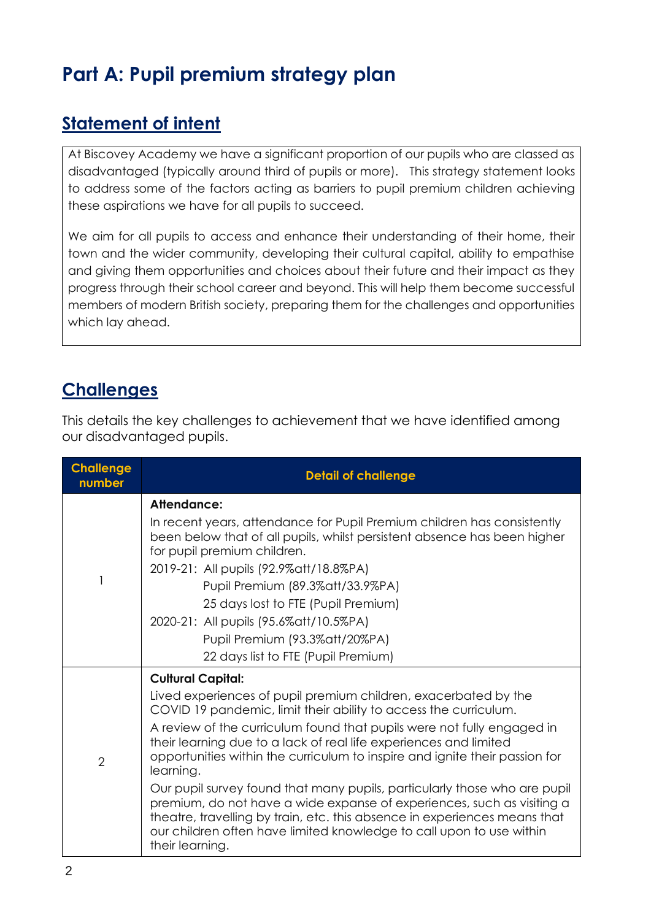# Part A: Pupil premium strategy plan

## Statement of intent

At Biscovey Academy we have a significant proportion of our pupils who are classed as disadvantaged (typically around third of pupils or more). This strategy statement looks to address some of the factors acting as barriers to pupil premium children achieving these aspirations we have for all pupils to succeed.

We aim for all pupils to access and enhance their understanding of their home, their town and the wider community, developing their cultural capital, ability to empathise and giving them opportunities and choices about their future and their impact as they progress through their school career and beyond. This will help them become successful members of modern British society, preparing them for the challenges and opportunities which lay ahead.

## Challenges

This details the key challenges to achievement that we have identified among our disadvantaged pupils.

| Challenge number | Detail of challenge |
|---|---|
| 1 | **Attendance:**<br>In recent years, attendance for Pupil Premium children has consistently been below that of all pupils, whilst persistent absence has been higher for pupil premium children.<br>2019-21: All pupils (92.9%att/18.8%PA)<br>Pupil Premium (89.3%att/33.9%PA)<br>25 days lost to FTE (Pupil Premium)<br>2020-21: All pupils (95.6%att/10.5%PA)<br>Pupil Premium (93.3%att/20%PA)<br>22 days list to FTE (Pupil Premium) |
| 2 | **Cultural Capital:**<br>Lived experiences of pupil premium children, exacerbated by the COVID 19 pandemic, limit their ability to access the curriculum.<br>A review of the curriculum found that pupils were not fully engaged in their learning due to a lack of real life experiences and limited opportunities within the curriculum to inspire and ignite their passion for learning.<br>Our pupil survey found that many pupils, particularly those who are pupil premium, do not have a wide expanse of experiences, such as visiting a theatre, travelling by train, etc. this absence in experiences means that our children often have limited knowledge to call upon to use within their learning. |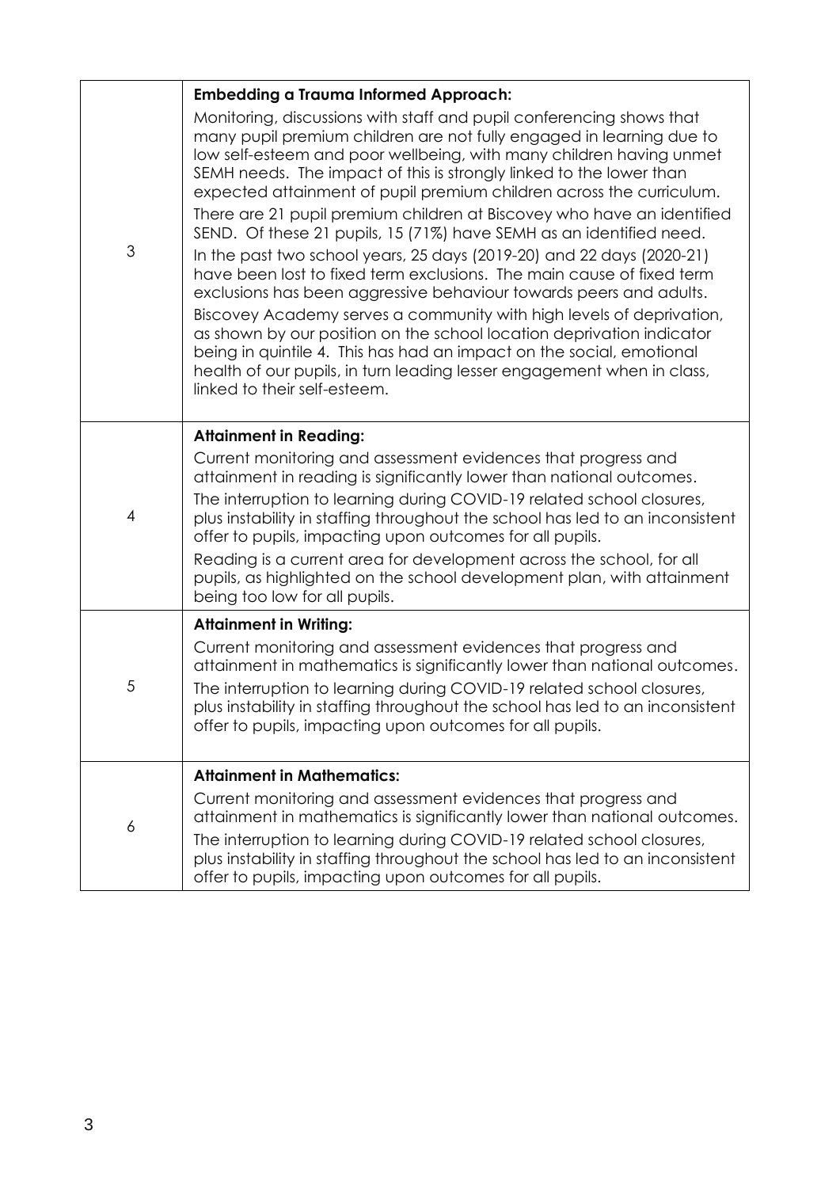| | |
|---|---|
| 3 | **Embedding a Trauma Informed Approach:**<br>Monitoring, discussions with staff and pupil conferencing shows that many pupil premium children are not fully engaged in learning due to low self-esteem and poor wellbeing, with many children having unmet SEMH needs. The impact of this is strongly linked to the lower than expected attainment of pupil premium children across the curriculum.<br>There are 21 pupil premium children at Biscovey who have an identified SEND. Of these 21 pupils, 15 (71%) have SEMH as an identified need.<br>In the past two school years, 25 days (2019-20) and 22 days (2020-21) have been lost to fixed term exclusions. The main cause of fixed term exclusions has been aggressive behaviour towards peers and adults.<br>Biscovey Academy serves a community with high levels of deprivation, as shown by our position on the school location deprivation indicator being in quintile 4. This has had an impact on the social, emotional health of our pupils, in turn leading lesser engagement when in class, linked to their self-esteem. |
| 4 | **Attainment in Reading:**<br>Current monitoring and assessment evidences that progress and attainment in reading is significantly lower than national outcomes.<br>The interruption to learning during COVID-19 related school closures, plus instability in staffing throughout the school has led to an inconsistent offer to pupils, impacting upon outcomes for all pupils.<br>Reading is a current area for development across the school, for all pupils, as highlighted on the school development plan, with attainment being too low for all pupils. |
| 5 | **Attainment in Writing:**<br>Current monitoring and assessment evidences that progress and attainment in mathematics is significantly lower than national outcomes.<br>The interruption to learning during COVID-19 related school closures, plus instability in staffing throughout the school has led to an inconsistent offer to pupils, impacting upon outcomes for all pupils. |
| 6 | **Attainment in Mathematics:**<br>Current monitoring and assessment evidences that progress and attainment in mathematics is significantly lower than national outcomes.<br>The interruption to learning during COVID-19 related school closures, plus instability in staffing throughout the school has led to an inconsistent offer to pupils, impacting upon outcomes for all pupils. |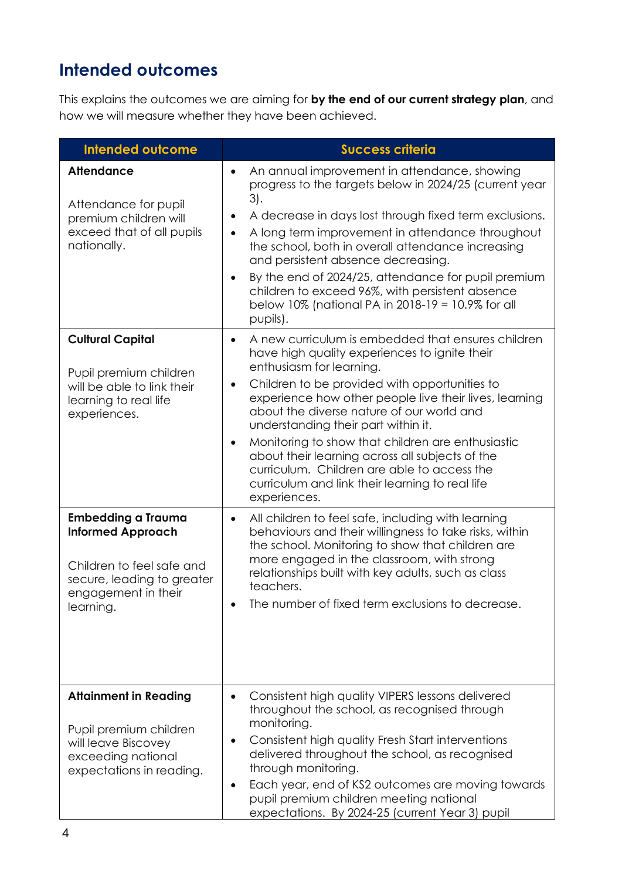## Intended outcomes

This explains the outcomes we are aiming for **by the end of our current strategy plan**, and how we will measure whether they have been achieved.

| Intended outcome | Success criteria |
| --- | --- |
| **Attendance**<br><br>Attendance for pupil premium children will exceed that of all pupils nationally. | • An annual improvement in attendance, showing progress to the targets below in 2024/25 (current year 3).<br>• A decrease in days lost through fixed term exclusions.<br>• A long term improvement in attendance throughout the school, both in overall attendance increasing and persistent absence decreasing.<br>• By the end of 2024/25, attendance for pupil premium children to exceed 96%, with persistent absence below 10% (national PA in 2018-19 = 10.9% for all pupils). |
| **Cultural Capital**<br><br>Pupil premium children will be able to link their learning to real life experiences. | • A new curriculum is embedded that ensures children have high quality experiences to ignite their enthusiasm for learning.<br>• Children to be provided with opportunities to experience how other people live their lives, learning about the diverse nature of our world and understanding their part within it.<br>• Monitoring to show that children are enthusiastic about their learning across all subjects of the curriculum. Children are able to access the curriculum and link their learning to real life experiences. |
| **Embedding a Trauma Informed Approach**<br><br>Children to feel safe and secure, leading to greater engagement in their learning. | • All children to feel safe, including with learning behaviours and their willingness to take risks, within the school. Monitoring to show that children are more engaged in the classroom, with strong relationships built with key adults, such as class teachers.<br>• The number of fixed term exclusions to decrease. |
| **Attainment in Reading**<br><br>Pupil premium children will leave Biscovey exceeding national expectations in reading. | • Consistent high quality VIPERS lessons delivered throughout the school, as recognised through monitoring.<br>• Consistent high quality Fresh Start interventions delivered throughout the school, as recognised through monitoring.<br>• Each year, end of KS2 outcomes are moving towards pupil premium children meeting national expectations. By 2024-25 (current Year 3) pupil |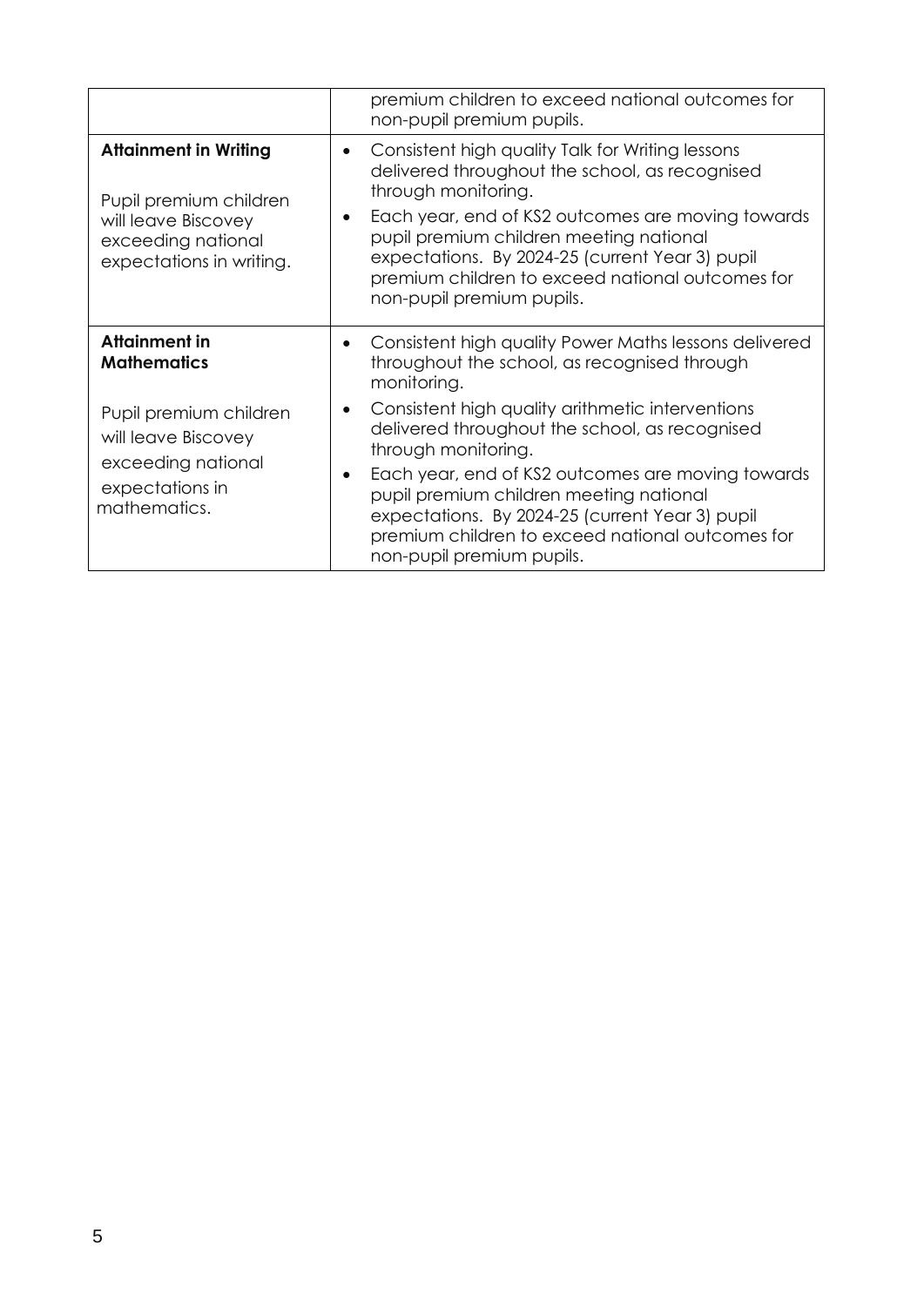| | |
|---|---|
| | premium children to exceed national outcomes for non-pupil premium pupils. |
| **Attainment in Writing**<br><br>Pupil premium children will leave Biscovey exceeding national expectations in writing. | • Consistent high quality Talk for Writing lessons delivered throughout the school, as recognised through monitoring.<br>• Each year, end of KS2 outcomes are moving towards pupil premium children meeting national expectations. By 2024-25 (current Year 3) pupil premium children to exceed national outcomes for non-pupil premium pupils. |
| **Attainment in Mathematics**<br><br>Pupil premium children will leave Biscovey exceeding national expectations in mathematics. | • Consistent high quality Power Maths lessons delivered throughout the school, as recognised through monitoring.<br>• Consistent high quality arithmetic interventions delivered throughout the school, as recognised through monitoring.<br>• Each year, end of KS2 outcomes are moving towards pupil premium children meeting national expectations. By 2024-25 (current Year 3) pupil premium children to exceed national outcomes for non-pupil premium pupils. |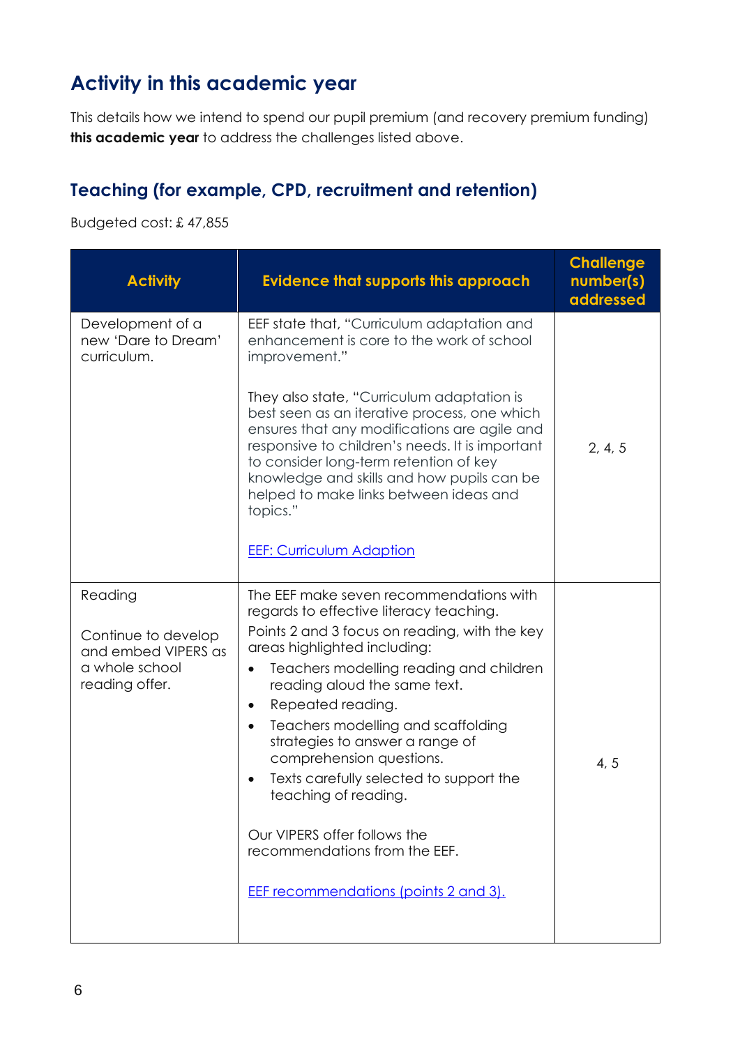## Activity in this academic year

This details how we intend to spend our pupil premium (and recovery premium funding) **this academic year** to address the challenges listed above.

### Teaching (for example, CPD, recruitment and retention)

Budgeted cost: £ 47,855

| Activity | Evidence that supports this approach | Challenge number(s) addressed |
|---|---|---|
| Development of a new 'Dare to Dream' curriculum. | EEF state that, "Curriculum adaptation and enhancement is core to the work of school improvement."<br><br>They also state, "Curriculum adaptation is best seen as an iterative process, one which ensures that any modifications are agile and responsive to children's needs. It is important to consider long-term retention of key knowledge and skills and how pupils can be helped to make links between ideas and topics."<br><br>EEF: Curriculum Adaption | 2, 4, 5 |
| Reading<br><br>Continue to develop and embed VIPERS as a whole school reading offer. | The EEF make seven recommendations with regards to effective literacy teaching.<br>Points 2 and 3 focus on reading, with the key areas highlighted including:<br>• Teachers modelling reading and children reading aloud the same text.<br>• Repeated reading.<br>• Teachers modelling and scaffolding strategies to answer a range of comprehension questions.<br>• Texts carefully selected to support the teaching of reading.<br><br>Our VIPERS offer follows the recommendations from the EEF.<br><br>EEF recommendations (points 2 and 3). | 4, 5 |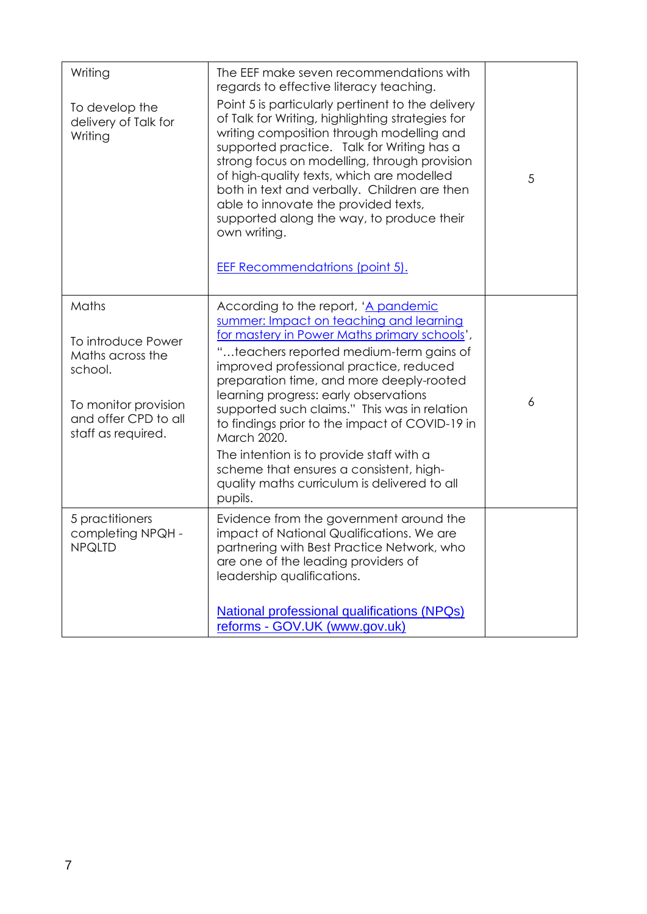| | | |
|---|---|---|
| Writing<br><br>To develop the delivery of Talk for Writing | The EEF make seven recommendations with regards to effective literacy teaching.<br>Point 5 is particularly pertinent to the delivery of Talk for Writing, highlighting strategies for writing composition through modelling and supported practice. Talk for Writing has a strong focus on modelling, through provision of high-quality texts, which are modelled both in text and verbally. Children are then able to innovate the provided texts, supported along the way, to produce their own writing.<br><br>EEF Recommendatrions (point 5). | 5 |
| Maths<br><br>To introduce Power Maths across the school.<br><br>To monitor provision and offer CPD to all staff as required. | According to the report, 'A pandemic summer: Impact on teaching and learning for mastery in Power Maths primary schools', "…teachers reported medium-term gains of improved professional practice, reduced preparation time, and more deeply-rooted learning progress: early observations supported such claims." This was in relation to findings prior to the impact of COVID-19 in March 2020.<br>The intention is to provide staff with a scheme that ensures a consistent, high-quality maths curriculum is delivered to all pupils. | 6 |
| 5 practitioners completing NPQH - NPQLTD | Evidence from the government around the impact of National Qualifications. We are partnering with Best Practice Network, who are one of the leading providers of leadership qualifications.<br><br>National professional qualifications (NPQs) reforms - GOV.UK (www.gov.uk) | |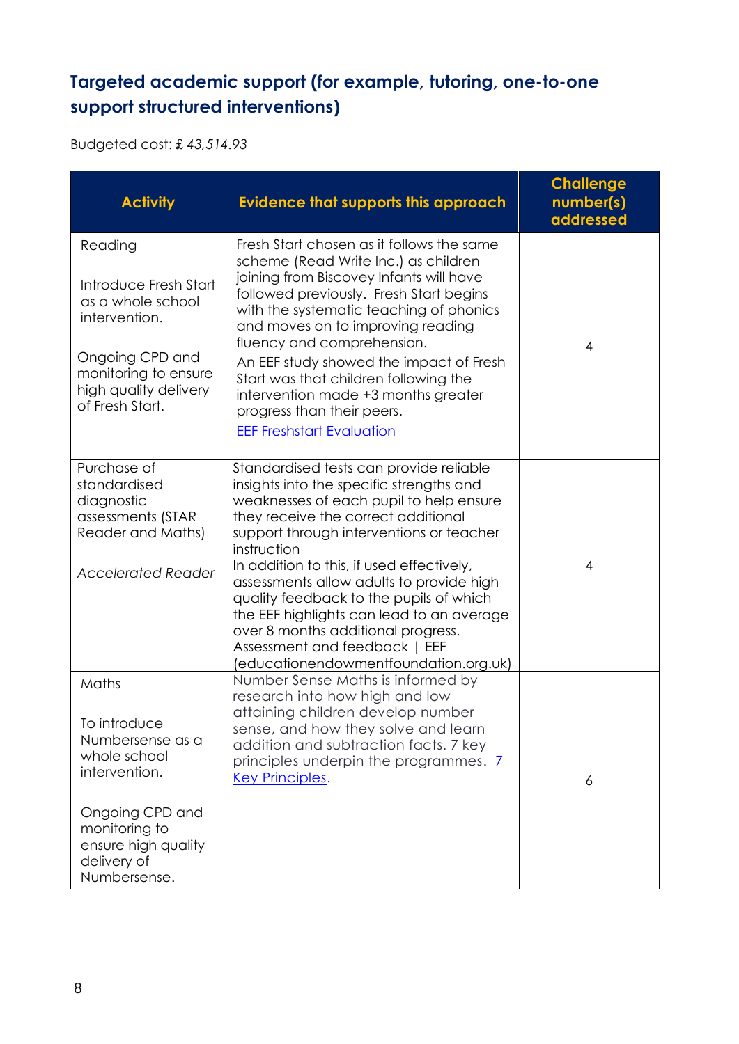## Targeted academic support (for example, tutoring, one-to-one support structured interventions)

Budgeted cost: £ *43,514.93*

| Activity | Evidence that supports this approach | Challenge number(s) addressed |
|---|---|---|
| Reading<br><br>Introduce Fresh Start as a whole school intervention.<br><br>Ongoing CPD and monitoring to ensure high quality delivery of Fresh Start. | Fresh Start chosen as it follows the same scheme (Read Write Inc.) as children joining from Biscovey Infants will have followed previously. Fresh Start begins with the systematic teaching of phonics and moves on to improving reading fluency and comprehension.<br>An EEF study showed the impact of Fresh Start was that children following the intervention made +3 months greater progress than their peers.<br>EEF Freshstart Evaluation | 4 |
| Purchase of standardised diagnostic assessments (STAR Reader and Maths)<br><br>*Accelerated Reader* | Standardised tests can provide reliable insights into the specific strengths and weaknesses of each pupil to help ensure they receive the correct additional support through interventions or teacher instruction<br>In addition to this, if used effectively, assessments allow adults to provide high quality feedback to the pupils of which the EEF highlights can lead to an average over 8 months additional progress.<br>Assessment and feedback \| EEF (educationendowmentfoundation.org.uk) | 4 |
| Maths<br><br>To introduce Numbersense as a whole school intervention.<br><br>Ongoing CPD and monitoring to ensure high quality delivery of Numbersense. | Number Sense Maths is informed by research into how high and low attaining children develop number sense, and how they solve and learn addition and subtraction facts. 7 key principles underpin the programmes. 7 Key Principles. | 6 |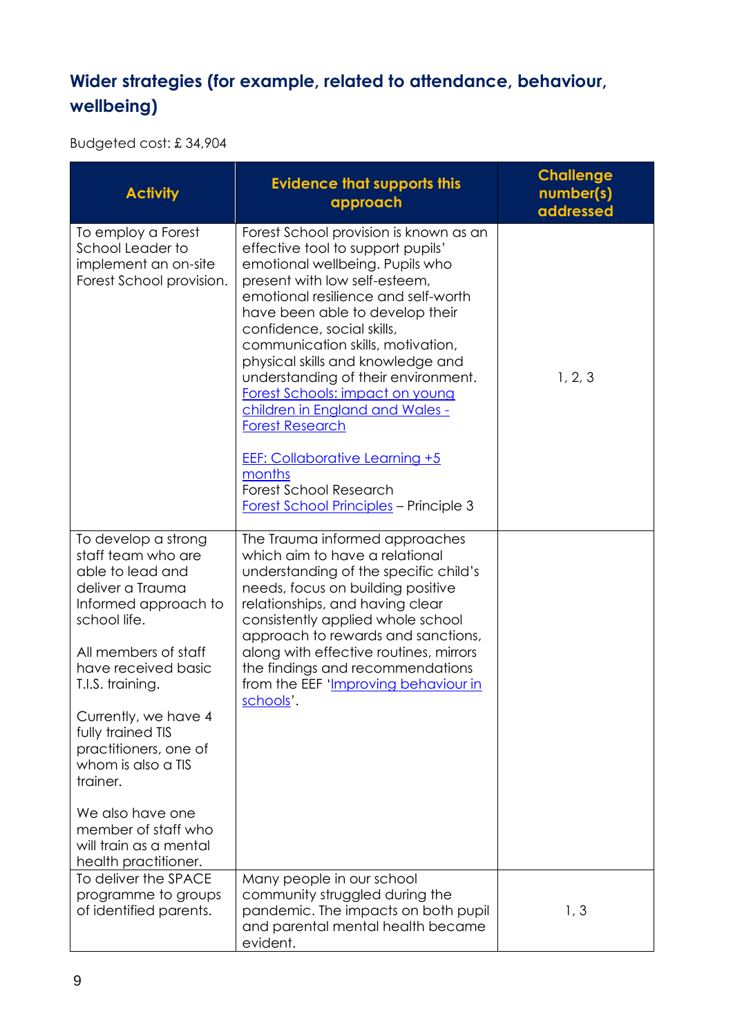## Wider strategies (for example, related to attendance, behaviour, wellbeing)

Budgeted cost: £ 34,904

| Activity | Evidence that supports this approach | Challenge number(s) addressed |
|---|---|---|
| To employ a Forest School Leader to implement an on-site Forest School provision. | Forest School provision is known as an effective tool to support pupils' emotional wellbeing. Pupils who present with low self-esteem, emotional resilience and self-worth have been able to develop their confidence, social skills, communication skills, motivation, physical skills and knowledge and understanding of their environment. Forest Schools: impact on young children in England and Wales - Forest Research<br><br>EEF: Collaborative Learning +5 months<br>Forest School Research<br>Forest School Principles – Principle 3 | 1, 2, 3 |
| To develop a strong staff team who are able to lead and deliver a Trauma Informed approach to school life.<br><br>All members of staff have received basic T.I.S. training.<br><br>Currently, we have 4 fully trained TIS practitioners, one of whom is also a TIS trainer.<br><br>We also have one member of staff who will train as a mental health practitioner. | The Trauma informed approaches which aim to have a relational understanding of the specific child's needs, focus on building positive relationships, and having clear consistently applied whole school approach to rewards and sanctions, along with effective routines, mirrors the findings and recommendations from the EEF 'Improving behaviour in schools'. | |
| To deliver the SPACE programme to groups of identified parents. | Many people in our school community struggled during the pandemic. The impacts on both pupil and parental mental health became evident. | 1, 3 |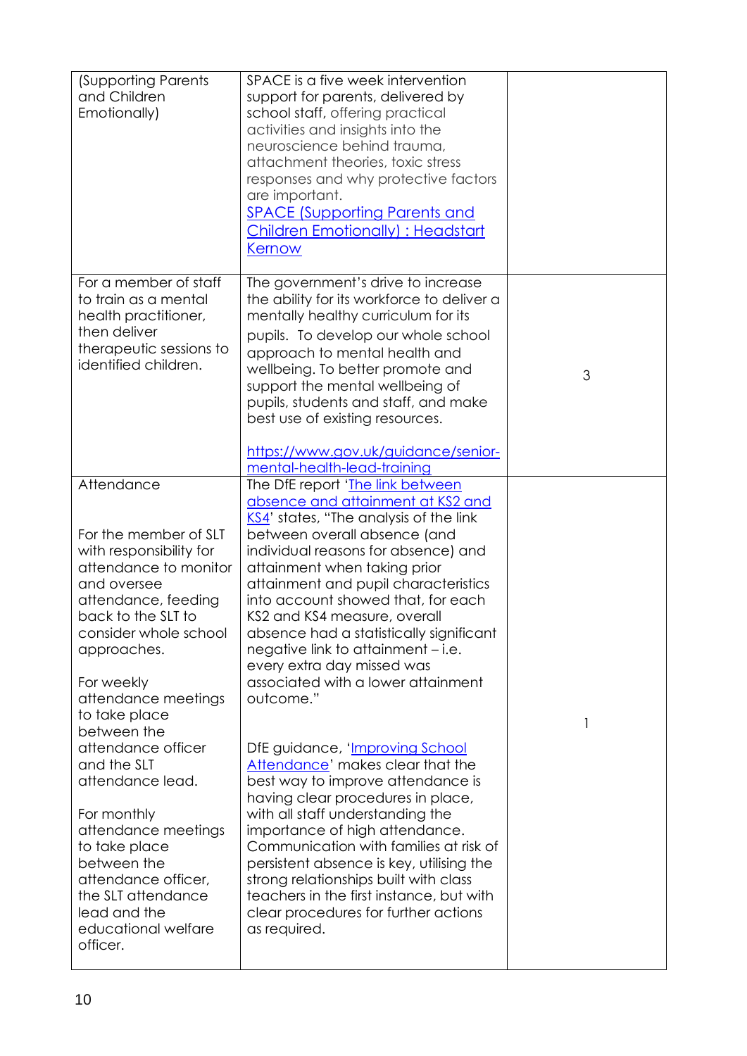| | | |
|---|---|---|
| (Supporting Parents and Children Emotionally) | SPACE is a five week intervention support for parents, delivered by school staff, offering practical activities and insights into the neuroscience behind trauma, attachment theories, toxic stress responses and why protective factors are important.<br>[SPACE (Supporting Parents and Children Emotionally) : Headstart Kernow]() | |
| For a member of staff to train as a mental health practitioner, then deliver therapeutic sessions to identified children. | The government's drive to increase the ability for its workforce to deliver a mentally healthy curriculum for its pupils. To develop our whole school approach to mental health and wellbeing. To better promote and support the mental wellbeing of pupils, students and staff, and make best use of existing resources.<br><br>[https://www.gov.uk/guidance/senior-mental-health-lead-training](https://www.gov.uk/guidance/senior-mental-health-lead-training) | 3 |
| Attendance<br><br>For the member of SLT with responsibility for attendance to monitor and oversee attendance, feeding back to the SLT to consider whole school approaches.<br><br>For weekly attendance meetings to take place between the attendance officer and the SLT attendance lead.<br><br>For monthly attendance meetings to take place between the attendance officer, the SLT attendance lead and the educational welfare officer. | The DfE report '[The link between absence and attainment at KS2 and KS4]()' states, "The analysis of the link between overall absence (and individual reasons for absence) and attainment when taking prior attainment and pupil characteristics into account showed that, for each KS2 and KS4 measure, overall absence had a statistically significant negative link to attainment – i.e. every extra day missed was associated with a lower attainment outcome."<br><br>DfE guidance, '[Improving School Attendance]()' makes clear that the best way to improve attendance is having clear procedures in place, with all staff understanding the importance of high attendance. Communication with families at risk of persistent absence is key, utilising the strong relationships built with class teachers in the first instance, but with clear procedures for further actions as required. | 1 |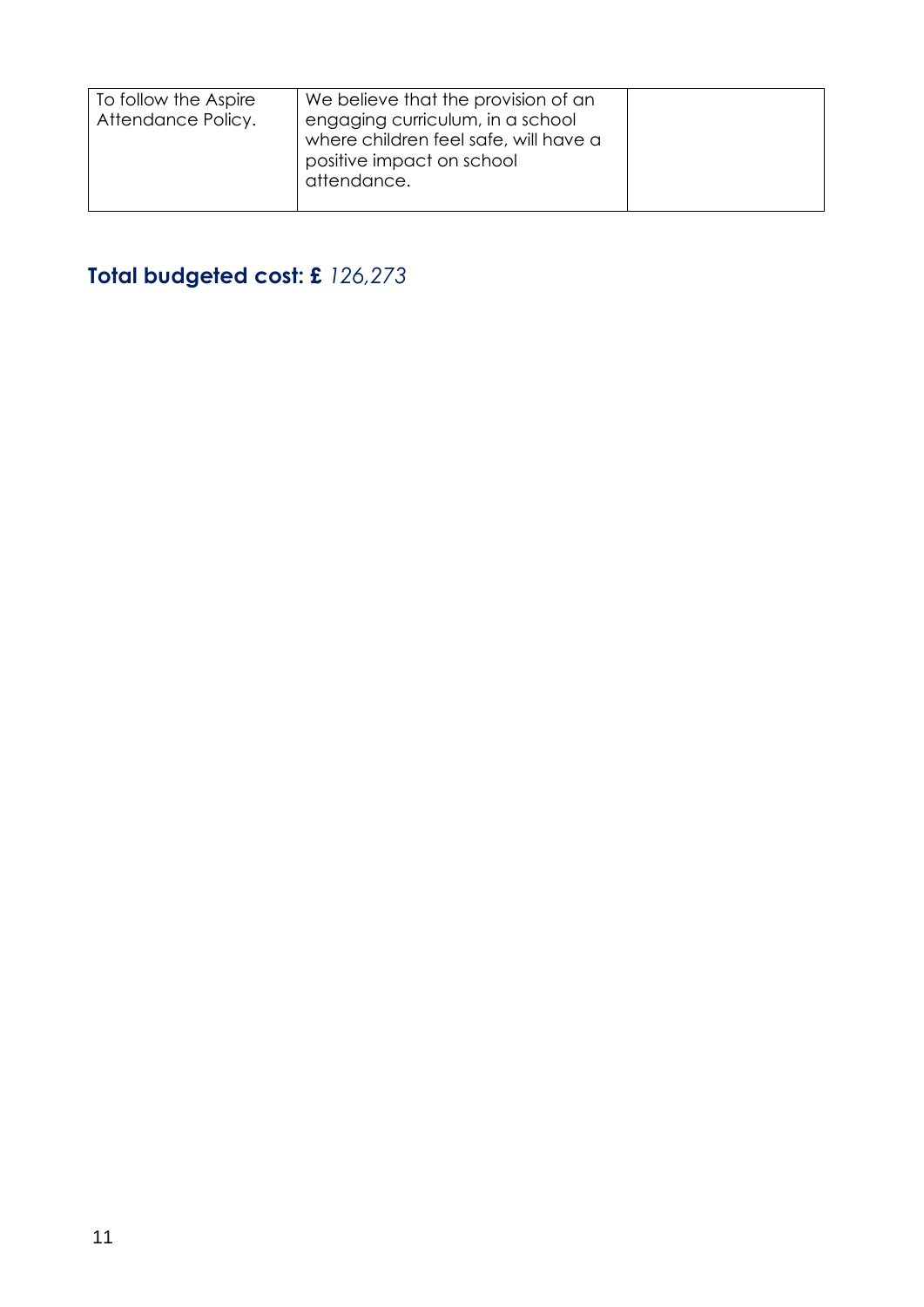| | | |
|---|---|---|
| To follow the Aspire Attendance Policy. | We believe that the provision of an engaging curriculum, in a school where children feel safe, will have a positive impact on school attendance. | |

**Total budgeted cost: £** *126,273*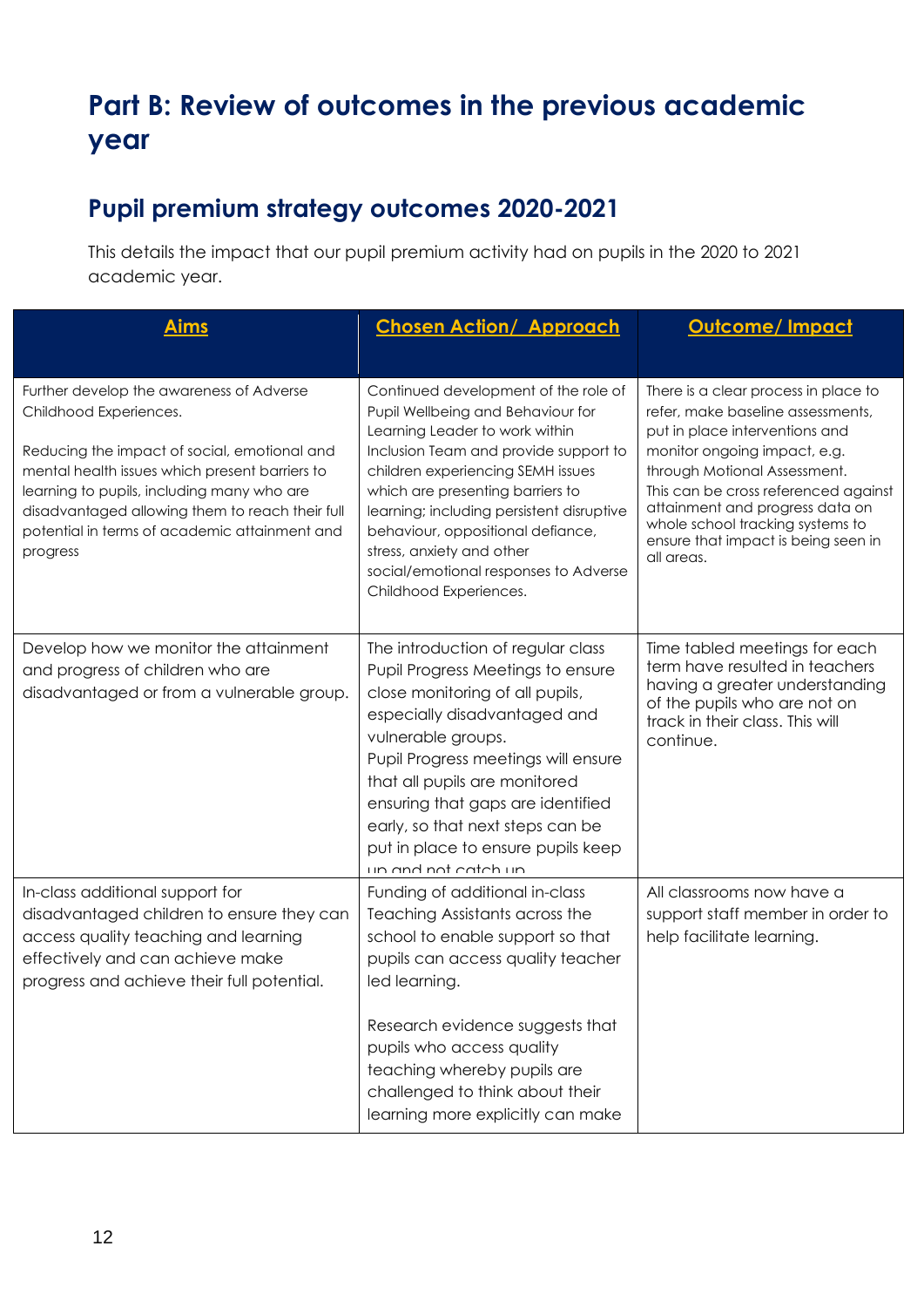# Part B: Review of outcomes in the previous academic year

## Pupil premium strategy outcomes 2020-2021

This details the impact that our pupil premium activity had on pupils in the 2020 to 2021 academic year.

| Aims | Chosen Action/ Approach | Outcome/ Impact |
|---|---|---|
| Further develop the awareness of Adverse Childhood Experiences.<br><br>Reducing the impact of social, emotional and mental health issues which present barriers to learning to pupils, including many who are disadvantaged allowing them to reach their full potential in terms of academic attainment and progress | Continued development of the role of Pupil Wellbeing and Behaviour for Learning Leader to work within Inclusion Team and provide support to children experiencing SEMH issues which are presenting barriers to learning; including persistent disruptive behaviour, oppositional defiance, stress, anxiety and other social/emotional responses to Adverse Childhood Experiences. | There is a clear process in place to refer, make baseline assessments, put in place interventions and monitor ongoing impact, e.g. through Motional Assessment. This can be cross referenced against attainment and progress data on whole school tracking systems to ensure that impact is being seen in all areas. |
| Develop how we monitor the attainment and progress of children who are disadvantaged or from a vulnerable group. | The introduction of regular class Pupil Progress Meetings to ensure close monitoring of all pupils, especially disadvantaged and vulnerable groups.<br>Pupil Progress meetings will ensure that all pupils are monitored ensuring that gaps are identified early, so that next steps can be put in place to ensure pupils keep up and not catch up. | Time tabled meetings for each term have resulted in teachers having a greater understanding of the pupils who are not on track in their class. This will continue. |
| In-class additional support for disadvantaged children to ensure they can access quality teaching and learning effectively and can achieve make progress and achieve their full potential. | Funding of additional in-class Teaching Assistants across the school to enable support so that pupils can access quality teacher led learning.<br><br>Research evidence suggests that pupils who access quality teaching whereby pupils are challenged to think about their learning more explicitly can make | All classrooms now have a support staff member in order to help facilitate learning. |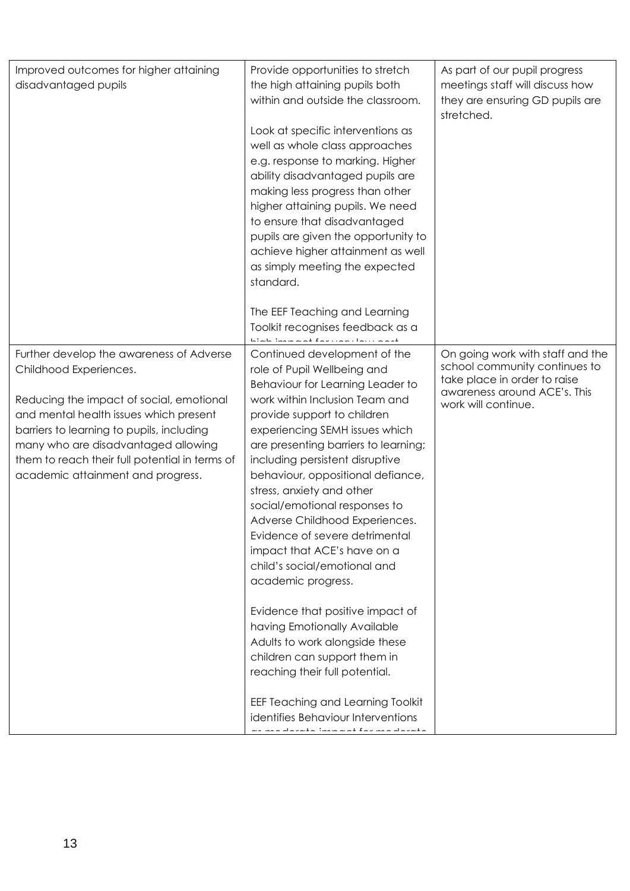| | | |
|---|---|---|
| Improved outcomes for higher attaining disadvantaged pupils | Provide opportunities to stretch the high attaining pupils both within and outside the classroom.<br><br>Look at specific interventions as well as whole class approaches e.g. response to marking. Higher ability disadvantaged pupils are making less progress than other higher attaining pupils. We need to ensure that disadvantaged pupils are given the opportunity to achieve higher attainment as well as simply meeting the expected standard.<br><br>The EEF Teaching and Learning Toolkit recognises feedback as a high impact for very low cost | As part of our pupil progress meetings staff will discuss how they are ensuring GD pupils are stretched. |
| Further develop the awareness of Adverse Childhood Experiences.<br><br>Reducing the impact of social, emotional and mental health issues which present barriers to learning to pupils, including many who are disadvantaged allowing them to reach their full potential in terms of academic attainment and progress. | Continued development of the role of Pupil Wellbeing and Behaviour for Learning Leader to work within Inclusion Team and provide support to children experiencing SEMH issues which are presenting barriers to learning; including persistent disruptive behaviour, oppositional defiance, stress, anxiety and other social/emotional responses to Adverse Childhood Experiences. Evidence of severe detrimental impact that ACE's have on a child's social/emotional and academic progress.<br><br>Evidence that positive impact of having Emotionally Available Adults to work alongside these children can support them in reaching their full potential.<br><br>EEF Teaching and Learning Toolkit identifies Behaviour Interventions as moderate impact for moderate | On going work with staff and the school community continues to take place in order to raise awareness around ACE's. This work will continue. |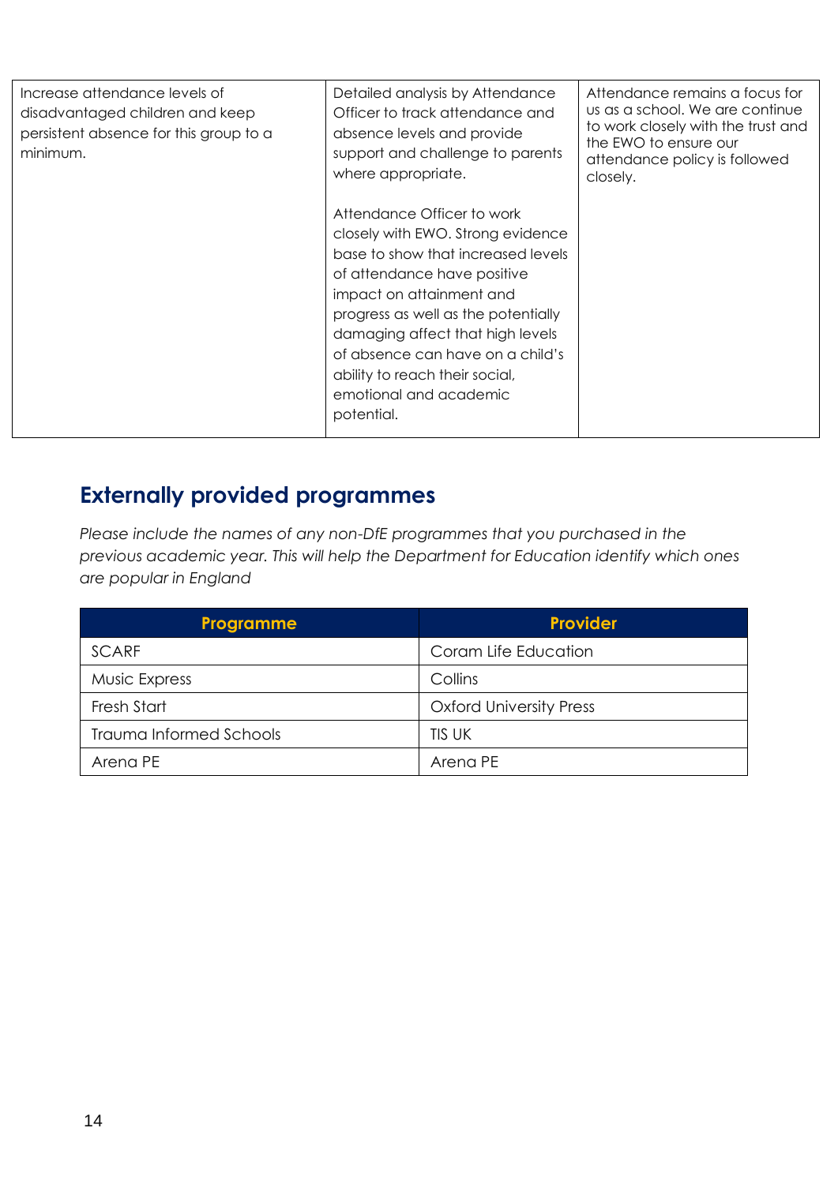| | | |
|---|---|---|
| Increase attendance levels of disadvantaged children and keep persistent absence for this group to a minimum. | Detailed analysis by Attendance Officer to track attendance and absence levels and provide support and challenge to parents where appropriate.<br><br>Attendance Officer to work closely with EWO. Strong evidence base to show that increased levels of attendance have positive impact on attainment and progress as well as the potentially damaging affect that high levels of absence can have on a child's ability to reach their social, emotional and academic potential. | Attendance remains a focus for us as a school. We are continue to work closely with the trust and the EWO to ensure our attendance policy is followed closely. |

## Externally provided programmes

*Please include the names of any non-DfE programmes that you purchased in the previous academic year. This will help the Department for Education identify which ones are popular in England*

| Programme | Provider |
|---|---|
| SCARF | Coram Life Education |
| Music Express | Collins |
| Fresh Start | Oxford University Press |
| Trauma Informed Schools | TIS UK |
| Arena PE | Arena PE |